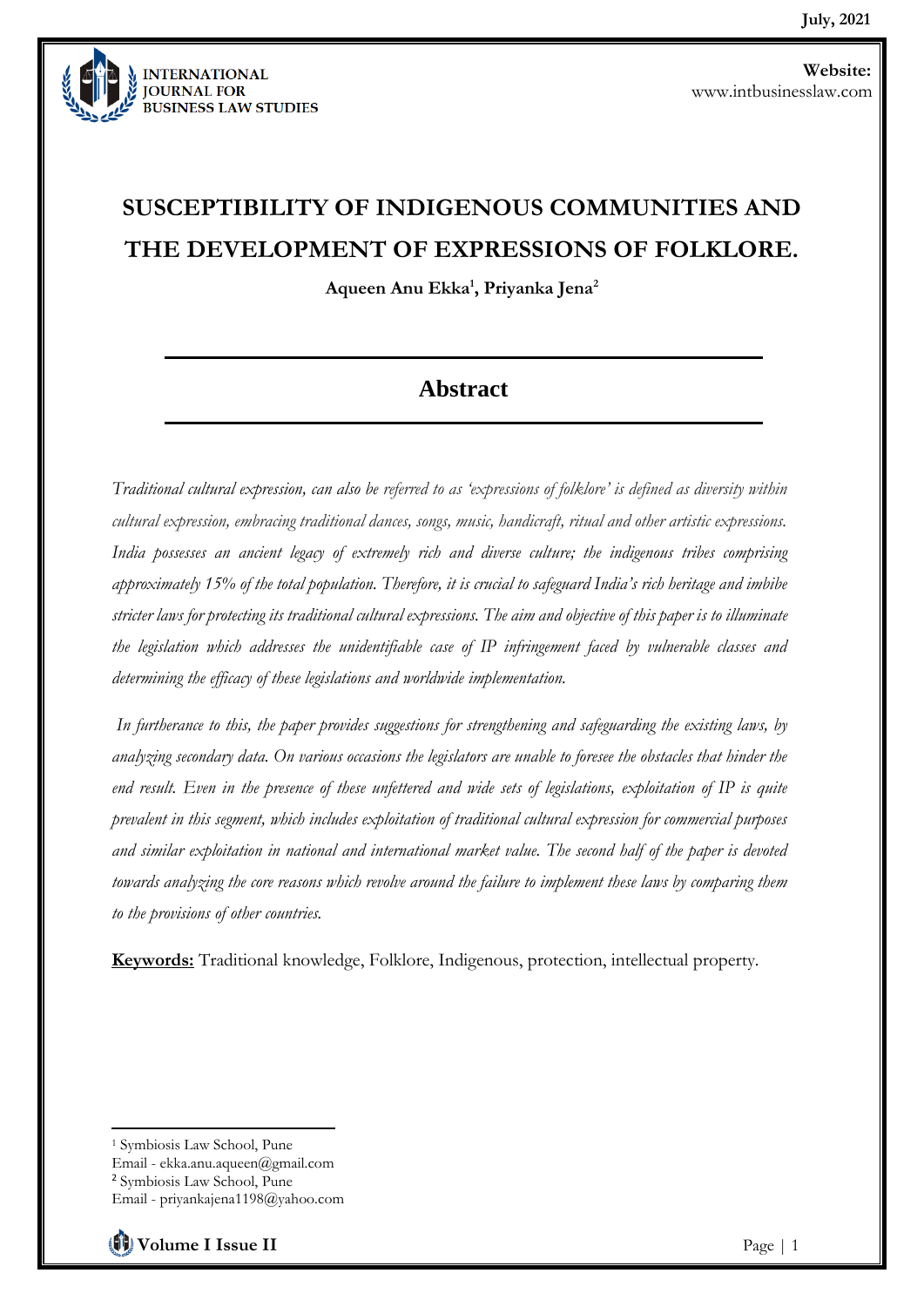# SUSCEPTIBILITY OF INDIGENOUS COMMUNITIES AND THE DEVELOPMENT OF EXPRESSIONS OF FOLKLORE.

**Aqueen Anu Ekka[1], Priyanka Jena[2]**

## Abstract

*Traditional cultural expression, can also be referred to as 'expressions of folklore' is defined as diversity within cultural expression, embracing traditional dances, songs, music, handicraft, ritual and other artistic expressions. India possesses an ancient legacy of extremely rich and diverse culture; the indigenous tribes comprising approximately 15% of the total population. Therefore, it is crucial to safeguard India's rich heritage and imbibe stricter laws for protecting its traditional cultural expressions. The aim and objective of this paper is to illuminate the legislation which addresses the unidentifiable case of IP infringement faced by vulnerable classes and determining the efficacy of these legislations and worldwide implementation.*

*In furtherance to this, the paper provides suggestions for strengthening and safeguarding the existing laws, by analyzing secondary data. On various occasions the legislators are unable to foresee the obstacles that hinder the end result. Even in the presence of these unfettered and wide sets of legislations, exploitation of IP is quite prevalent in this segment, which includes exploitation of traditional cultural expression for commercial purposes and similar exploitation in national and international market value. The second half of the paper is devoted towards analyzing the core reasons which revolve around the failure to implement these laws by comparing them to the provisions of other countries.*

**Keywords:** Traditional knowledge, Folklore, Indigenous, protection, intellectual property.

---

[1] Symbiosis Law School, Pune
Email - ekka.anu.aqueen@gmail.com

[2] Symbiosis Law School, Pune
Email - priyankajena1198@yahoo.com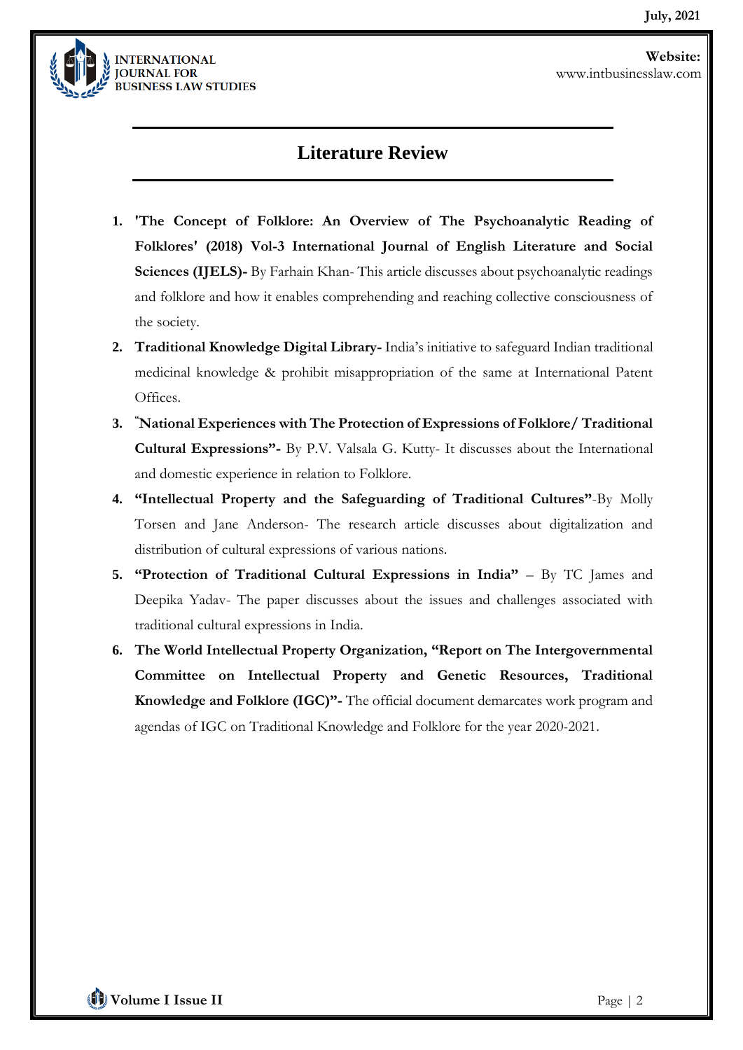## Literature Review

1. **'The Concept of Folklore: An Overview of The Psychoanalytic Reading of Folklores' (2018) Vol-3 International Journal of English Literature and Social Sciences (IJELS)-** By Farhain Khan- This article discusses about psychoanalytic readings and folklore and how it enables comprehending and reaching collective consciousness of the society.
2. **Traditional Knowledge Digital Library-** India's initiative to safeguard Indian traditional medicinal knowledge & prohibit misappropriation of the same at International Patent Offices.
3. **"National Experiences with The Protection of Expressions of Folklore/ Traditional Cultural Expressions"-** By P.V. Valsala G. Kutty- It discusses about the International and domestic experience in relation to Folklore.
4. **"Intellectual Property and the Safeguarding of Traditional Cultures"**-By Molly Torsen and Jane Anderson- The research article discusses about digitalization and distribution of cultural expressions of various nations.
5. **"Protection of Traditional Cultural Expressions in India"** – By TC James and Deepika Yadav- The paper discusses about the issues and challenges associated with traditional cultural expressions in India.
6. **The World Intellectual Property Organization, "Report on The Intergovernmental Committee on Intellectual Property and Genetic Resources, Traditional Knowledge and Folklore (IGC)"-** The official document demarcates work program and agendas of IGC on Traditional Knowledge and Folklore for the year 2020-2021.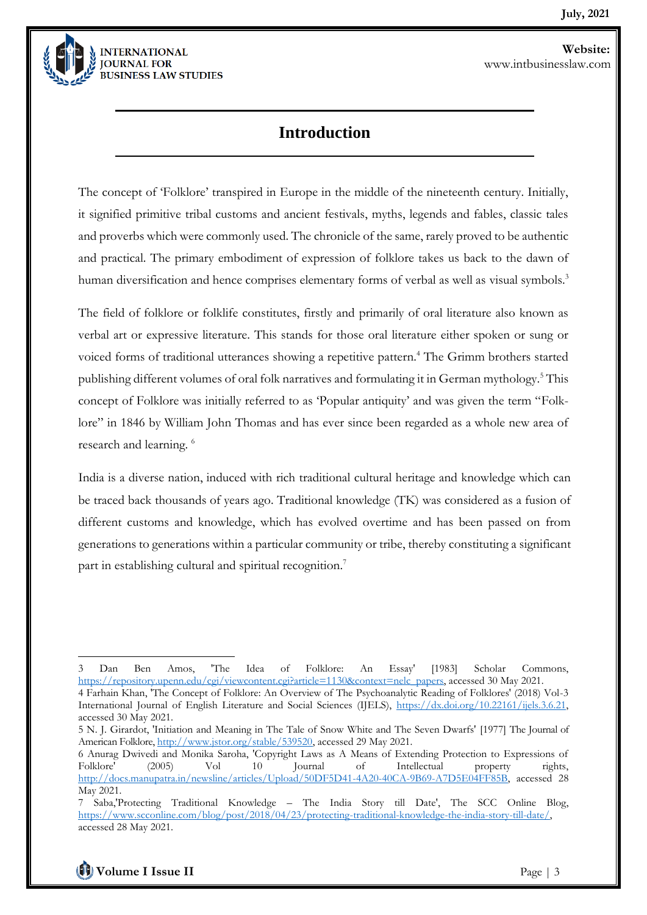## Introduction

The concept of 'Folklore' transpired in Europe in the middle of the nineteenth century. Initially, it signified primitive tribal customs and ancient festivals, myths, legends and fables, classic tales and proverbs which were commonly used. The chronicle of the same, rarely proved to be authentic and practical. The primary embodiment of expression of folklore takes us back to the dawn of human diversification and hence comprises elementary forms of verbal as well as visual symbols.[3]

The field of folklore or folklife constitutes, firstly and primarily of oral literature also known as verbal art or expressive literature. This stands for those oral literature either spoken or sung or voiced forms of traditional utterances showing a repetitive pattern.[4] The Grimm brothers started publishing different volumes of oral folk narratives and formulating it in German mythology.[5] This concept of Folklore was initially referred to as 'Popular antiquity' and was given the term "Folk-lore" in 1846 by William John Thomas and has ever since been regarded as a whole new area of research and learning. [6]

India is a diverse nation, induced with rich traditional cultural heritage and knowledge which can be traced back thousands of years ago. Traditional knowledge (TK) was considered as a fusion of different customs and knowledge, which has evolved overtime and has been passed on from generations to generations within a particular community or tribe, thereby constituting a significant part in establishing cultural and spiritual recognition.[7]

---

3 Dan Ben Amos, 'The Idea of Folklore: An Essay' [1983] Scholar Commons, https://repository.upenn.edu/cgi/viewcontent.cgi?article=1130&context=nelc_papers, accessed 30 May 2021.

4 Farhain Khan, 'The Concept of Folklore: An Overview of The Psychoanalytic Reading of Folklores' (2018) Vol-3 International Journal of English Literature and Social Sciences (IJELS), https://dx.doi.org/10.22161/ijels.3.6.21, accessed 30 May 2021.

5 N. J. Girardot, 'Initiation and Meaning in The Tale of Snow White and The Seven Dwarfs' [1977] The Journal of American Folklore, http://www.jstor.org/stable/539520, accessed 29 May 2021.

6 Anurag Dwivedi and Monika Saroha, 'Copyright Laws as A Means of Extending Protection to Expressions of Folklore' (2005) Vol 10 Journal of Intellectual property rights, http://docs.manupatra.in/newsline/articles/Upload/50DF5D41-4A20-40CA-9B69-A7D5E04FF85B, accessed 28 May 2021.

7 Saba,'Protecting Traditional Knowledge – The India Story till Date', The SCC Online Blog, https://www.scconline.com/blog/post/2018/04/23/protecting-traditional-knowledge-the-india-story-till-date/, accessed 28 May 2021.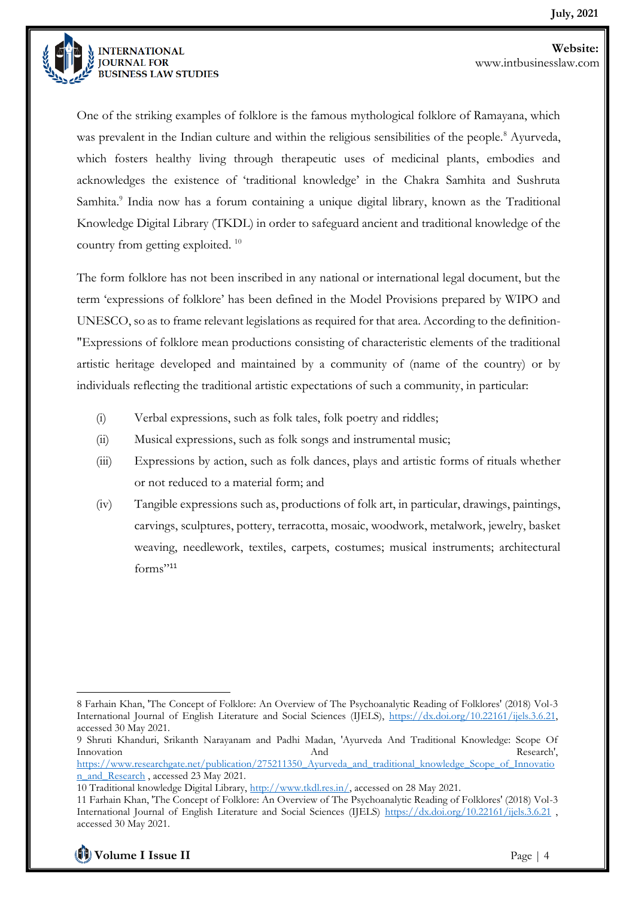One of the striking examples of folklore is the famous mythological folklore of Ramayana, which was prevalent in the Indian culture and within the religious sensibilities of the people.[8] Ayurveda, which fosters healthy living through therapeutic uses of medicinal plants, embodies and acknowledges the existence of 'traditional knowledge' in the Chakra Samhita and Sushruta Samhita.[9] India now has a forum containing a unique digital library, known as the Traditional Knowledge Digital Library (TKDL) in order to safeguard ancient and traditional knowledge of the country from getting exploited. [10]

The form folklore has not been inscribed in any national or international legal document, but the term 'expressions of folklore' has been defined in the Model Provisions prepared by WIPO and UNESCO, so as to frame relevant legislations as required for that area. According to the definition- "Expressions of folklore mean productions consisting of characteristic elements of the traditional artistic heritage developed and maintained by a community of (name of the country) or by individuals reflecting the traditional artistic expectations of such a community, in particular:

(i) Verbal expressions, such as folk tales, folk poetry and riddles;

(ii) Musical expressions, such as folk songs and instrumental music;

(iii) Expressions by action, such as folk dances, plays and artistic forms of rituals whether or not reduced to a material form; and

(iv) Tangible expressions such as, productions of folk art, in particular, drawings, paintings, carvings, sculptures, pottery, terracotta, mosaic, woodwork, metalwork, jewelry, basket weaving, needlework, textiles, carpets, costumes; musical instruments; architectural forms"[11]

---

8 Farhain Khan, 'The Concept of Folklore: An Overview of The Psychoanalytic Reading of Folklores' (2018) Vol-3 International Journal of English Literature and Social Sciences (IJELS), https://dx.doi.org/10.22161/ijels.3.6.21, accessed 30 May 2021.

9 Shruti Khanduri, Srikanth Narayanam and Padhi Madan, 'Ayurveda And Traditional Knowledge: Scope Of Innovation And Research', https://www.researchgate.net/publication/275211350_Ayurveda_and_traditional_knowledge_Scope_of_Innovation_and_Research , accessed 23 May 2021.

10 Traditional knowledge Digital Library, http://www.tkdl.res.in/, accessed on 28 May 2021.

11 Farhain Khan, 'The Concept of Folklore: An Overview of The Psychoanalytic Reading of Folklores' (2018) Vol-3 International Journal of English Literature and Social Sciences (IJELS) https://dx.doi.org/10.22161/ijels.3.6.21 , accessed 30 May 2021.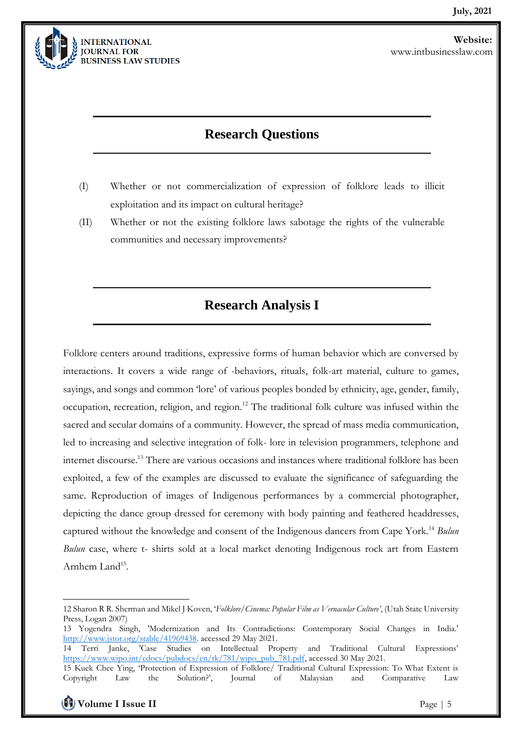## Research Questions

(I) Whether or not commercialization of expression of folklore leads to illicit exploitation and its impact on cultural heritage?

(II) Whether or not the existing folklore laws sabotage the rights of the vulnerable communities and necessary improvements?

## Research Analysis I

Folklore centers around traditions, expressive forms of human behavior which are conversed by interactions. It covers a wide range of -behaviors, rituals, folk-art material, culture to games, sayings, and songs and common 'lore' of various peoples bonded by ethnicity, age, gender, family, occupation, recreation, religion, and region.[12] The traditional folk culture was infused within the sacred and secular domains of a community. However, the spread of mass media communication, led to increasing and selective integration of folk- lore in television programmers, telephone and internet discourse.[13] There are various occasions and instances where traditional folklore has been exploited, a few of the examples are discussed to evaluate the significance of safeguarding the same. Reproduction of images of Indigenous performances by a commercial photographer, depicting the dance group dressed for ceremony with body painting and feathered headdresses, captured without the knowledge and consent of the Indigenous dancers from Cape York.[14] *Bulun Bulun* case, where t- shirts sold at a local market denoting Indigenous rock art from Eastern Arnhem Land[15].

---

12 Sharon R R. Sherman and Mikel J Koven, '*Folklore/Cinema: Popular Film as Vernacular Culture'*, (Utah State University Press, Logan 2007)

13 Yogendra Singh, 'Modernization and Its Contradictions: Contemporary Social Changes in India.' http://www.jstor.org/stable/41969438. accessed 29 May 2021.

14 Terri Janke, 'Case Studies on Intellectual Property and Traditional Cultural Expressions' https://www.wipo.int/edocs/pubdocs/en/tk/781/wipo_pub_781.pdf, accessed 30 May 2021.

15 Kuek Chee Ying, 'Protection of Expression of Folklore/ Traditional Cultural Expression: To What Extent is Copyright Law the Solution?', Journal of Malaysian and Comparative Law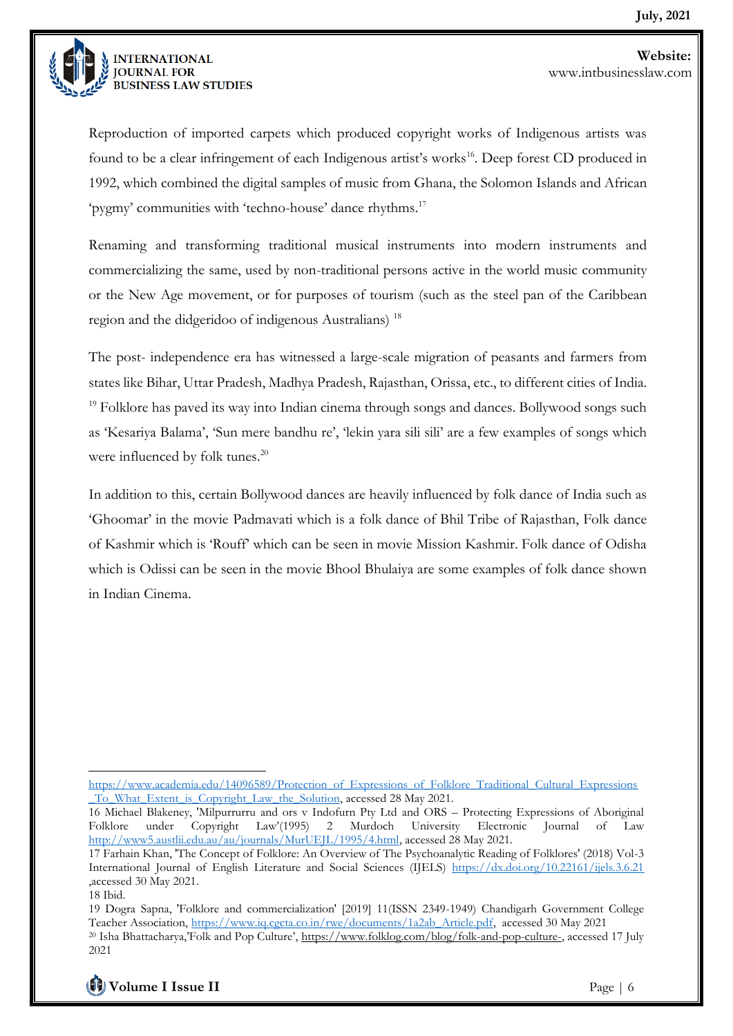Reproduction of imported carpets which produced copyright works of Indigenous artists was found to be a clear infringement of each Indigenous artist's works[16]. Deep forest CD produced in 1992, which combined the digital samples of music from Ghana, the Solomon Islands and African 'pygmy' communities with 'techno-house' dance rhythms.[17]

Renaming and transforming traditional musical instruments into modern instruments and commercializing the same, used by non-traditional persons active in the world music community or the New Age movement, or for purposes of tourism (such as the steel pan of the Caribbean region and the didgeridoo of indigenous Australians) [18]

The post- independence era has witnessed a large-scale migration of peasants and farmers from states like Bihar, Uttar Pradesh, Madhya Pradesh, Rajasthan, Orissa, etc., to different cities of India. [19] Folklore has paved its way into Indian cinema through songs and dances. Bollywood songs such as 'Kesariya Balama', 'Sun mere bandhu re', 'lekin yara sili sili' are a few examples of songs which were influenced by folk tunes.[20]

In addition to this, certain Bollywood dances are heavily influenced by folk dance of India such as 'Ghoomar' in the movie Padmavati which is a folk dance of Bhil Tribe of Rajasthan, Folk dance of Kashmir which is 'Rouff' which can be seen in movie Mission Kashmir. Folk dance of Odisha which is Odissi can be seen in the movie Bhool Bhulaiya are some examples of folk dance shown in Indian Cinema.

---

https://www.academia.edu/14096589/Protection_of_Expressions_of_Folklore_Traditional_Cultural_Expressions_To_What_Extent_is_Copyright_Law_the_Solution, accessed 28 May 2021.

16 Michael Blakeney, 'Milpurrurru and ors v Indofurn Pty Ltd and ORS – Protecting Expressions of Aboriginal Folklore under Copyright Law'(1995) 2 Murdoch University Electronic Journal of Law http://www5.austlii.edu.au/au/journals/MurUEJL/1995/4.html, accessed 28 May 2021.

17 Farhain Khan, 'The Concept of Folklore: An Overview of The Psychoanalytic Reading of Folklores' (2018) Vol-3 International Journal of English Literature and Social Sciences (IJELS) https://dx.doi.org/10.22161/ijels.3.6.21 ,accessed 30 May 2021.

18 Ibid.

19 Dogra Sapna, 'Folklore and commercialization' [2019] 11(ISSN 2349-1949) Chandigarh Government College Teacher Association, https://www.iq.cgcta.co.in/rwe/documents/1a2ab_Article.pdf, accessed 30 May 2021

20 Isha Bhattacharya,'Folk and Pop Culture', https://www.folklog.com/blog/folk-and-pop-culture-, accessed 17 July 2021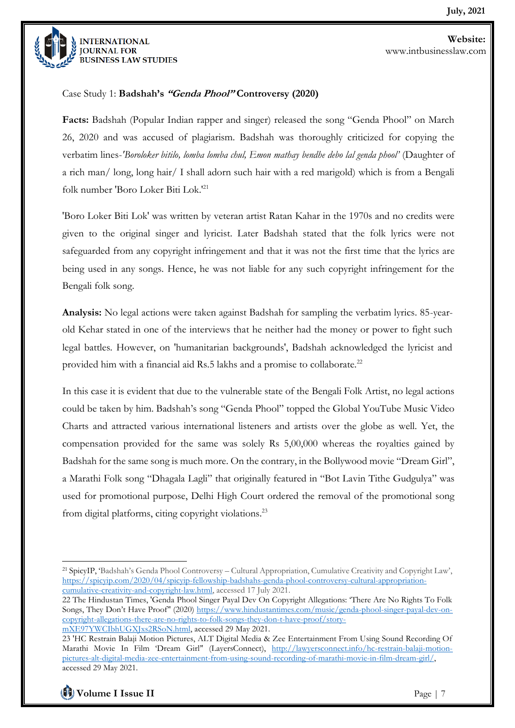Case Study 1: **Badshah's *"Genda Phool"* Controversy (2020)**

**Facts:** Badshah (Popular Indian rapper and singer) released the song "Genda Phool" on March 26, 2020 and was accused of plagiarism. Badshah was thoroughly criticized for copying the verbatim lines-*'Boroloker bitilo, lomba lomba chul, Emon mathay bendhe debo lal genda phool'* (Daughter of a rich man/ long, long hair/ I shall adorn such hair with a red marigold) which is from a Bengali folk number 'Boro Loker Biti Lok.'[21]

'Boro Loker Biti Lok' was written by veteran artist Ratan Kahar in the 1970s and no credits were given to the original singer and lyricist. Later Badshah stated that the folk lyrics were not safeguarded from any copyright infringement and that it was not the first time that the lyrics are being used in any songs. Hence, he was not liable for any such copyright infringement for the Bengali folk song.

**Analysis:** No legal actions were taken against Badshah for sampling the verbatim lyrics. 85-year-old Kehar stated in one of the interviews that he neither had the money or power to fight such legal battles. However, on 'humanitarian backgrounds', Badshah acknowledged the lyricist and provided him with a financial aid Rs.5 lakhs and a promise to collaborate.[22]

In this case it is evident that due to the vulnerable state of the Bengali Folk Artist, no legal actions could be taken by him. Badshah's song "Genda Phool" topped the Global YouTube Music Video Charts and attracted various international listeners and artists over the globe as well. Yet, the compensation provided for the same was solely Rs 5,00,000 whereas the royalties gained by Badshah for the same song is much more. On the contrary, in the Bollywood movie "Dream Girl", a Marathi Folk song "Dhagala Lagli" that originally featured in "Bot Lavin Tithe Gudgulya" was used for promotional purpose, Delhi High Court ordered the removal of the promotional song from digital platforms, citing copyright violations.[23]

---

[21] SpicyIP, 'Badshah's Genda Phool Controversy – Cultural Appropriation, Cumulative Creativity and Copyright Law', https://spicyip.com/2020/04/spicyip-fellowship-badshahs-genda-phool-controversy-cultural-appropriation-cumulative-creativity-and-copyright-law.html, accessed 17 July 2021.

22 The Hindustan Times, 'Genda Phool Singer Payal Dev On Copyright Allegations: 'There Are No Rights To Folk Songs, They Don't Have Proof'' (2020) https://www.hindustantimes.com/music/genda-phool-singer-payal-dev-on-copyright-allegations-there-are-no-rights-to-folk-songs-they-don-t-have-proof/story-mXE97YWCIbhUGXJxs2RSoN.html, accessed 29 May 2021.

23 'HC Restrain Balaji Motion Pictures, ALT Digital Media & Zee Entertainment From Using Sound Recording Of Marathi Movie In Film 'Dream Girl'' (LayersConnect), http://lawyersconnect.info/hc-restrain-balaji-motion-pictures-alt-digital-media-zee-entertainment-from-using-sound-recording-of-marathi-movie-in-film-dream-girl/, accessed 29 May 2021.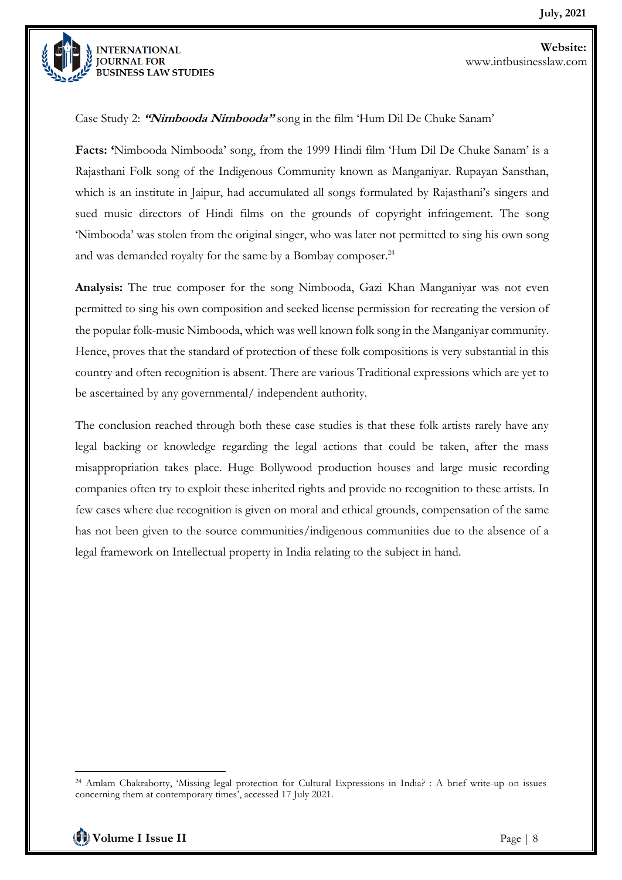Case Study 2: ***"Nimbooda Nimbooda"*** song in the film 'Hum Dil De Chuke Sanam'

**Facts: '**Nimbooda Nimbooda' song, from the 1999 Hindi film 'Hum Dil De Chuke Sanam' is a Rajasthani Folk song of the Indigenous Community known as Manganiyar. Rupayan Sansthan, which is an institute in Jaipur, had accumulated all songs formulated by Rajasthani's singers and sued music directors of Hindi films on the grounds of copyright infringement. The song 'Nimbooda' was stolen from the original singer, who was later not permitted to sing his own song and was demanded royalty for the same by a Bombay composer.[24]

**Analysis:** The true composer for the song Nimbooda, Gazi Khan Manganiyar was not even permitted to sing his own composition and seeked license permission for recreating the version of the popular folk-music Nimbooda, which was well known folk song in the Manganiyar community. Hence, proves that the standard of protection of these folk compositions is very substantial in this country and often recognition is absent. There are various Traditional expressions which are yet to be ascertained by any governmental/ independent authority.

The conclusion reached through both these case studies is that these folk artists rarely have any legal backing or knowledge regarding the legal actions that could be taken, after the mass misappropriation takes place. Huge Bollywood production houses and large music recording companies often try to exploit these inherited rights and provide no recognition to these artists. In few cases where due recognition is given on moral and ethical grounds, compensation of the same has not been given to the source communities/indigenous communities due to the absence of a legal framework on Intellectual property in India relating to the subject in hand.

---

[24] Amlam Chakraborty, 'Missing legal protection for Cultural Expressions in India? : A brief write-up on issues concerning them at contemporary times', accessed 17 July 2021.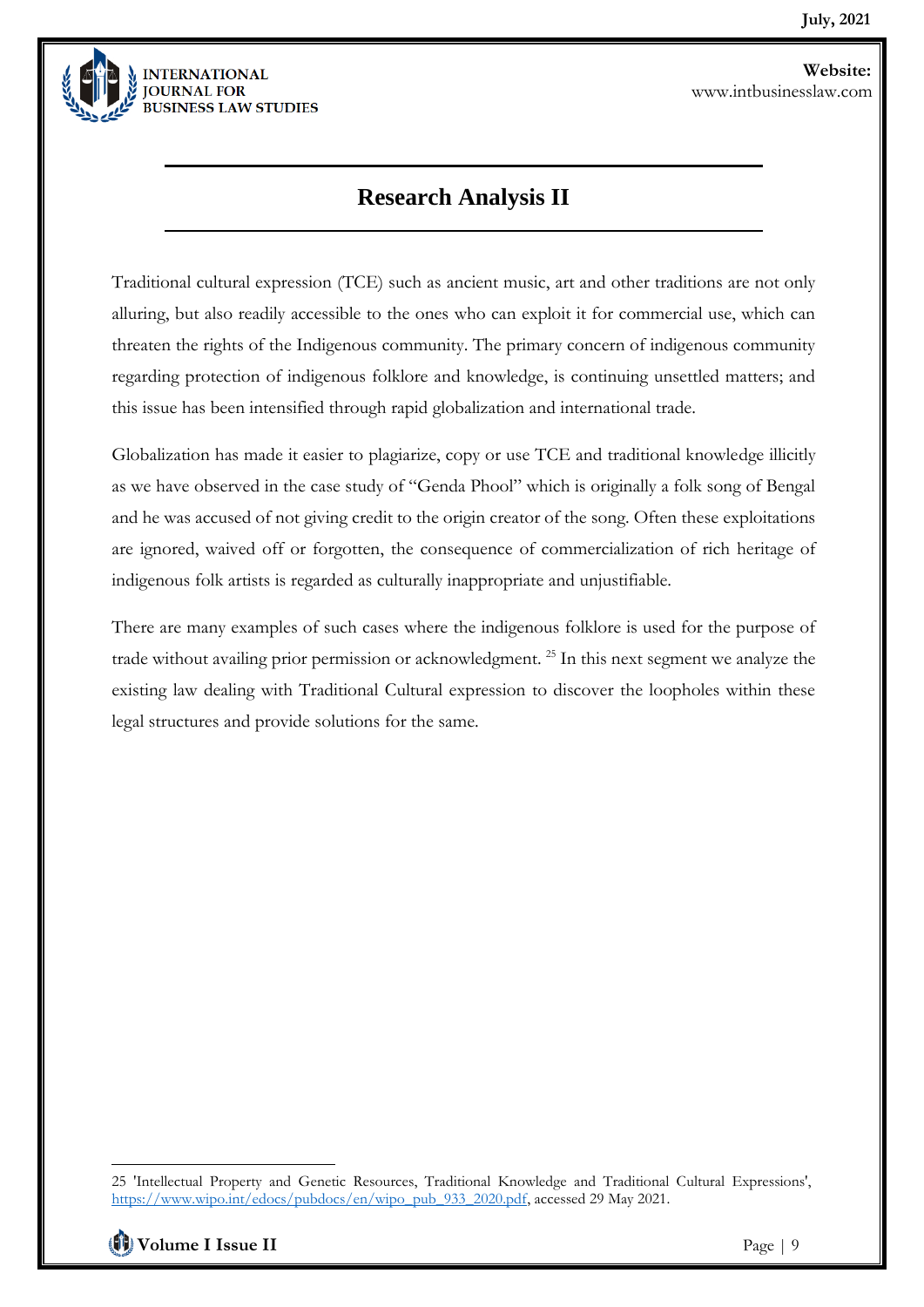## Research Analysis II

Traditional cultural expression (TCE) such as ancient music, art and other traditions are not only alluring, but also readily accessible to the ones who can exploit it for commercial use, which can threaten the rights of the Indigenous community. The primary concern of indigenous community regarding protection of indigenous folklore and knowledge, is continuing unsettled matters; and this issue has been intensified through rapid globalization and international trade.

Globalization has made it easier to plagiarize, copy or use TCE and traditional knowledge illicitly as we have observed in the case study of "Genda Phool" which is originally a folk song of Bengal and he was accused of not giving credit to the origin creator of the song. Often these exploitations are ignored, waived off or forgotten, the consequence of commercialization of rich heritage of indigenous folk artists is regarded as culturally inappropriate and unjustifiable.

There are many examples of such cases where the indigenous folklore is used for the purpose of trade without availing prior permission or acknowledgment. [25] In this next segment we analyze the existing law dealing with Traditional Cultural expression to discover the loopholes within these legal structures and provide solutions for the same.

---

25 'Intellectual Property and Genetic Resources, Traditional Knowledge and Traditional Cultural Expressions', https://www.wipo.int/edocs/pubdocs/en/wipo_pub_933_2020.pdf, accessed 29 May 2021.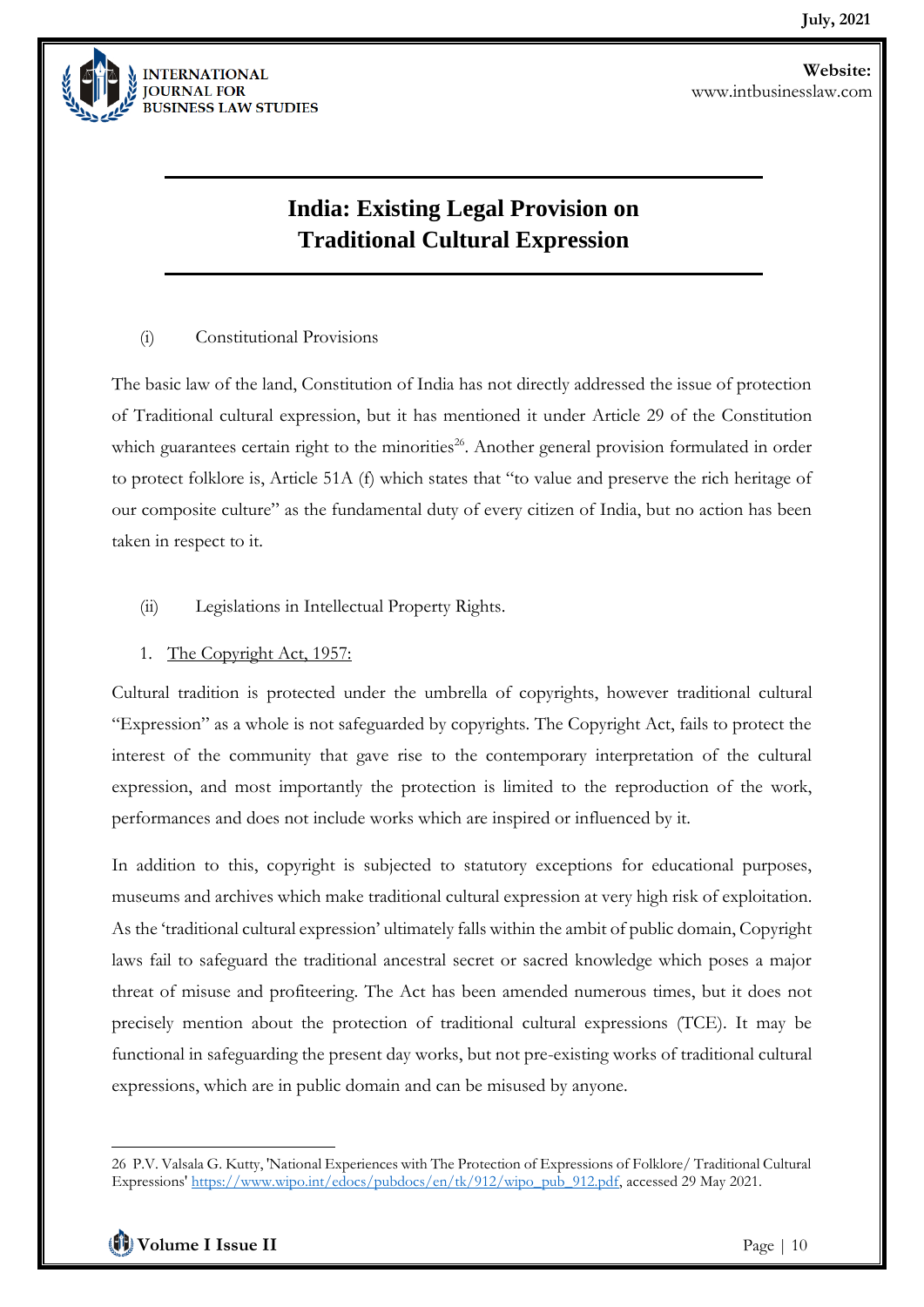# India: Existing Legal Provision on Traditional Cultural Expression

(i) Constitutional Provisions

The basic law of the land, Constitution of India has not directly addressed the issue of protection of Traditional cultural expression, but it has mentioned it under Article 29 of the Constitution which guarantees certain right to the minorities[26]. Another general provision formulated in order to protect folklore is, Article 51A (f) which states that "to value and preserve the rich heritage of our composite culture" as the fundamental duty of every citizen of India, but no action has been taken in respect to it.

(ii) Legislations in Intellectual Property Rights.

1. <u>The Copyright Act, 1957:</u>

Cultural tradition is protected under the umbrella of copyrights, however traditional cultural "Expression" as a whole is not safeguarded by copyrights. The Copyright Act, fails to protect the interest of the community that gave rise to the contemporary interpretation of the cultural expression, and most importantly the protection is limited to the reproduction of the work, performances and does not include works which are inspired or influenced by it.

In addition to this, copyright is subjected to statutory exceptions for educational purposes, museums and archives which make traditional cultural expression at very high risk of exploitation. As the 'traditional cultural expression' ultimately falls within the ambit of public domain, Copyright laws fail to safeguard the traditional ancestral secret or sacred knowledge which poses a major threat of misuse and profiteering. The Act has been amended numerous times, but it does not precisely mention about the protection of traditional cultural expressions (TCE). It may be functional in safeguarding the present day works, but not pre-existing works of traditional cultural expressions, which are in public domain and can be misused by anyone.

---

26 P.V. Valsala G. Kutty, 'National Experiences with The Protection of Expressions of Folklore/ Traditional Cultural Expressions' https://www.wipo.int/edocs/pubdocs/en/tk/912/wipo_pub_912.pdf, accessed 29 May 2021.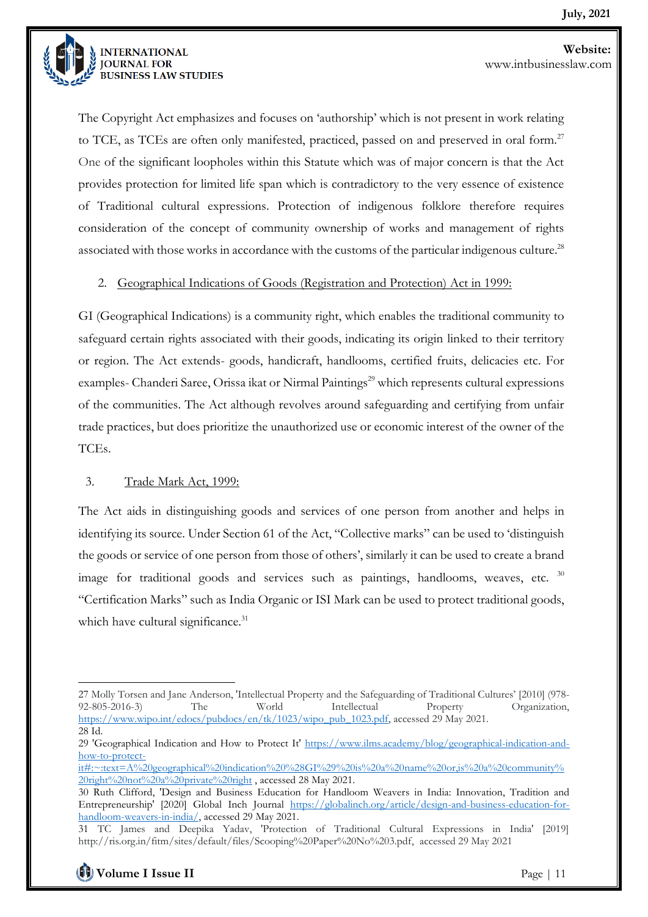The Copyright Act emphasizes and focuses on 'authorship' which is not present in work relating to TCE, as TCEs are often only manifested, practiced, passed on and preserved in oral form.[27] One of the significant loopholes within this Statute which was of major concern is that the Act provides protection for limited life span which is contradictory to the very essence of existence of Traditional cultural expressions. Protection of indigenous folklore therefore requires consideration of the concept of community ownership of works and management of rights associated with those works in accordance with the customs of the particular indigenous culture.[28]

2. <u>Geographical Indications of Goods (Registration and Protection) Act in 1999:</u>

GI (Geographical Indications) is a community right, which enables the traditional community to safeguard certain rights associated with their goods, indicating its origin linked to their territory or region. The Act extends- goods, handicraft, handlooms, certified fruits, delicacies etc. For examples- Chanderi Saree, Orissa ikat or Nirmal Paintings[29] which represents cultural expressions of the communities. The Act although revolves around safeguarding and certifying from unfair trade practices, but does prioritize the unauthorized use or economic interest of the owner of the TCEs.

3. <u>Trade Mark Act, 1999:</u>

The Act aids in distinguishing goods and services of one person from another and helps in identifying its source. Under Section 61 of the Act, "Collective marks" can be used to 'distinguish the goods or service of one person from those of others', similarly it can be used to create a brand image for traditional goods and services such as paintings, handlooms, weaves, etc. [30] "Certification Marks" such as India Organic or ISI Mark can be used to protect traditional goods, which have cultural significance.[31]

---

27 Molly Torsen and Jane Anderson, 'Intellectual Property and the Safeguarding of Traditional Cultures' [2010] (978-92-805-2016-3) The World Intellectual Property Organization, https://www.wipo.int/edocs/pubdocs/en/tk/1023/wipo_pub_1023.pdf, accessed 29 May 2021.

28 Id.

29 'Geographical Indication and How to Protect It' https://www.ilms.academy/blog/geographical-indication-and-how-to-protect-it#:~:text=A%20geographical%20indication%20%28GI%29%20is%20a%20name%20or,is%20a%20community%20right%20not%20a%20private%20right , accessed 28 May 2021.

30 Ruth Clifford, 'Design and Business Education for Handloom Weavers in India: Innovation, Tradition and Entrepreneurship' [2020] Global Inch Journal https://globalinch.org/article/design-and-business-education-for-handloom-weavers-in-india/, accessed 29 May 2021.

31 TC James and Deepika Yadav, 'Protection of Traditional Cultural Expressions in India' [2019] http://ris.org.in/fitm/sites/default/files/Scooping%20Paper%20No%203.pdf, accessed 29 May 2021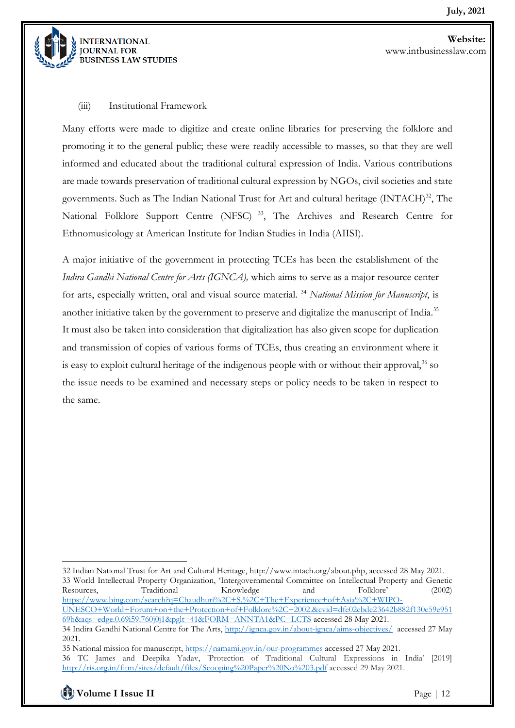(iii) Institutional Framework

Many efforts were made to digitize and create online libraries for preserving the folklore and promoting it to the general public; these were readily accessible to masses, so that they are well informed and educated about the traditional cultural expression of India. Various contributions are made towards preservation of traditional cultural expression by NGOs, civil societies and state governments. Such as The Indian National Trust for Art and cultural heritage (INTACH)[32], The National Folklore Support Centre (NFSC) [33], The Archives and Research Centre for Ethnomusicology at American Institute for Indian Studies in India (AIISI).

A major initiative of the government in protecting TCEs has been the establishment of the *Indira Gandhi National Centre for Arts (IGNCA),* which aims to serve as a major resource center for arts, especially written, oral and visual source material. [34] *National Mission for Manuscript*, is another initiative taken by the government to preserve and digitalize the manuscript of India.[35] It must also be taken into consideration that digitalization has also given scope for duplication and transmission of copies of various forms of TCEs, thus creating an environment where it is easy to exploit cultural heritage of the indigenous people with or without their approval,[36] so the issue needs to be examined and necessary steps or policy needs to be taken in respect to the same.

---

32 Indian National Trust for Art and Cultural Heritage, http://www.intach.org/about.php, accessed 28 May 2021.

33 World Intellectual Property Organization, 'Intergovernmental Committee on Intellectual Property and Genetic Resources, Traditional Knowledge and Folklore' (2002) https://www.bing.com/search?q=Chaudhuri%2C+S.%2C+The+Experience+of+Asia%2C+WIPO-UNESCO+World+Forum+on+the+Protection+of+Folklore%2C+2002.&cvid=dfe02ebde23642b882f130e59e95169b&aqs=edge.0.69i59.760j0j1&pglt=41&FORM=ANNTA1&PC=LCTS accessed 28 May 2021.

34 Indira Gandhi National Centre for The Arts, http://ignca.gov.in/about-ignca/aims-objectives/ accessed 27 May 2021.

35 National mission for manuscript, https://namami.gov.in/our-programmes accessed 27 May 2021.

36 TC James and Deepika Yadav, 'Protection of Traditional Cultural Expressions in India' [2019] http://ris.org.in/fitm/sites/default/files/Scooping%20Paper%20No%203.pdf accessed 29 May 2021.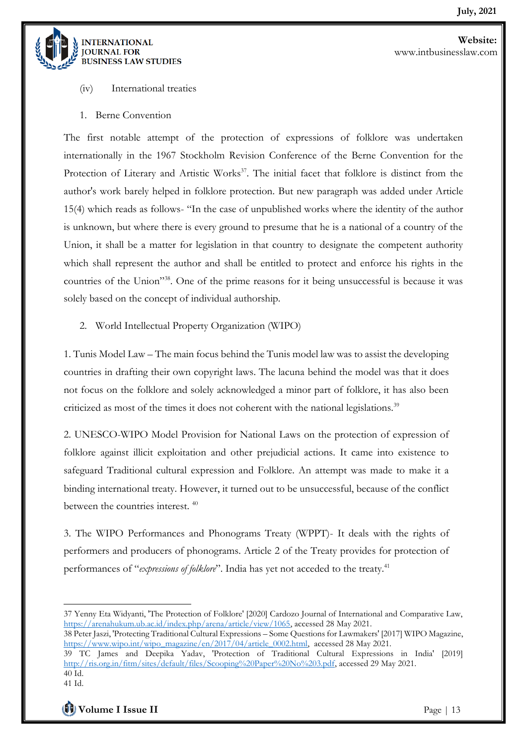(iv) International treaties

1. Berne Convention

The first notable attempt of the protection of expressions of folklore was undertaken internationally in the 1967 Stockholm Revision Conference of the Berne Convention for the Protection of Literary and Artistic Works[37]. The initial facet that folklore is distinct from the author's work barely helped in folklore protection. But new paragraph was added under Article 15(4) which reads as follows- "In the case of unpublished works where the identity of the author is unknown, but where there is every ground to presume that he is a national of a country of the Union, it shall be a matter for legislation in that country to designate the competent authority which shall represent the author and shall be entitled to protect and enforce his rights in the countries of the Union"[38]. One of the prime reasons for it being unsuccessful is because it was solely based on the concept of individual authorship.

2. World Intellectual Property Organization (WIPO)

1. Tunis Model Law – The main focus behind the Tunis model law was to assist the developing countries in drafting their own copyright laws. The lacuna behind the model was that it does not focus on the folklore and solely acknowledged a minor part of folklore, it has also been criticized as most of the times it does not coherent with the national legislations.[39]

2. UNESCO-WIPO Model Provision for National Laws on the protection of expression of folklore against illicit exploitation and other prejudicial actions. It came into existence to safeguard Traditional cultural expression and Folklore. An attempt was made to make it a binding international treaty. However, it turned out to be unsuccessful, because of the conflict between the countries interest. [40]

3. The WIPO Performances and Phonograms Treaty (WPPT)- It deals with the rights of performers and producers of phonograms. Article 2 of the Treaty provides for protection of performances of "*expressions of folklore*". India has yet not acceded to the treaty.[41]

---

37 Yenny Eta Widyanti, 'The Protection of Folklore' [2020] Cardozo Journal of International and Comparative Law, https://arenahukum.ub.ac.id/index.php/arena/article/view/1065, accessed 28 May 2021.

38 Peter Jaszi, 'Protecting Traditional Cultural Expressions – Some Questions for Lawmakers' [2017] WIPO Magazine, https://www.wipo.int/wipo_magazine/en/2017/04/article_0002.html, accessed 28 May 2021.

39 TC James and Deepika Yadav, 'Protection of Traditional Cultural Expressions in India' [2019] http://ris.org.in/fitm/sites/default/files/Scooping%20Paper%20No%203.pdf, accessed 29 May 2021.

40 Id.

41 Id.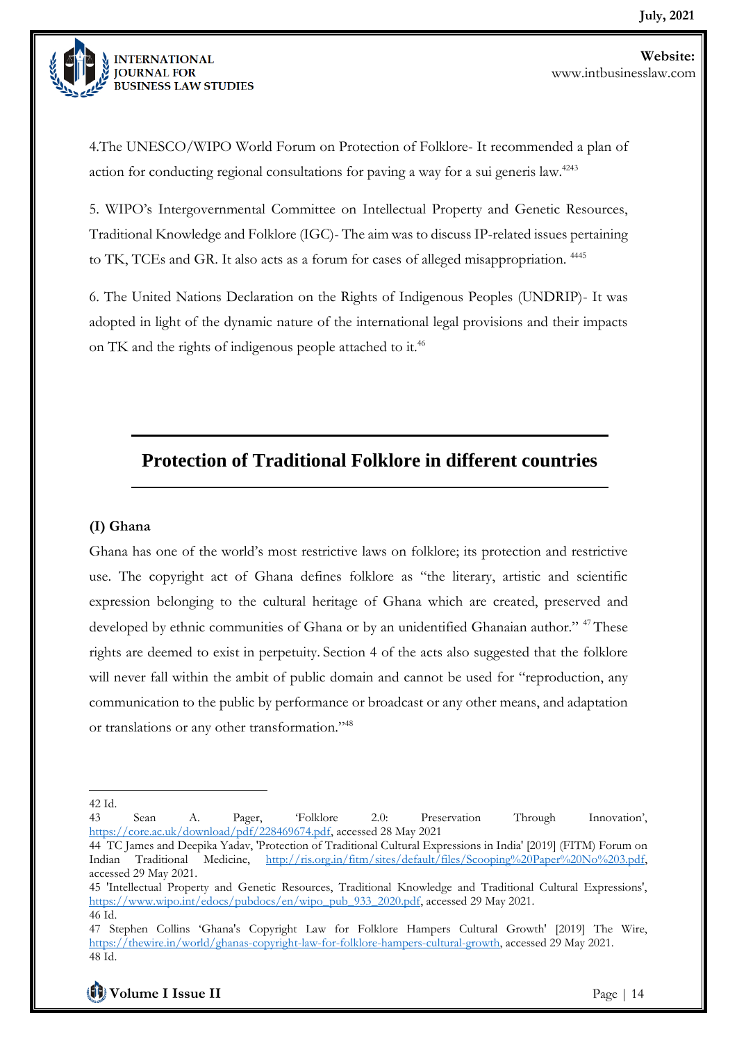4.The UNESCO/WIPO World Forum on Protection of Folklore- It recommended a plan of action for conducting regional consultations for paving a way for a sui generis law.[42][43]

5. WIPO's Intergovernmental Committee on Intellectual Property and Genetic Resources, Traditional Knowledge and Folklore (IGC)- The aim was to discuss IP-related issues pertaining to TK, TCEs and GR. It also acts as a forum for cases of alleged misappropriation. [44][45]

6. The United Nations Declaration on the Rights of Indigenous Peoples (UNDRIP)- It was adopted in light of the dynamic nature of the international legal provisions and their impacts on TK and the rights of indigenous people attached to it.[46]

## Protection of Traditional Folklore in different countries

### (I) Ghana

Ghana has one of the world's most restrictive laws on folklore; its protection and restrictive use. The copyright act of Ghana defines folklore as "the literary, artistic and scientific expression belonging to the cultural heritage of Ghana which are created, preserved and developed by ethnic communities of Ghana or by an unidentified Ghanaian author." [47] These rights are deemed to exist in perpetuity. Section 4 of the acts also suggested that the folklore will never fall within the ambit of public domain and cannot be used for "reproduction, any communication to the public by performance or broadcast or any other means, and adaptation or translations or any other transformation."[48]

---

42 Id.

43 Sean A. Pager, 'Folklore 2.0: Preservation Through Innovation', https://core.ac.uk/download/pdf/228469674.pdf, accessed 28 May 2021

44 TC James and Deepika Yadav, 'Protection of Traditional Cultural Expressions in India' [2019] (FITM) Forum on Indian Traditional Medicine, http://ris.org.in/fitm/sites/default/files/Scooping%20Paper%20No%203.pdf, accessed 29 May 2021.

45 'Intellectual Property and Genetic Resources, Traditional Knowledge and Traditional Cultural Expressions', https://www.wipo.int/edocs/pubdocs/en/wipo_pub_933_2020.pdf, accessed 29 May 2021.

46 Id.

47 Stephen Collins 'Ghana's Copyright Law for Folklore Hampers Cultural Growth' [2019] The Wire, https://thewire.in/world/ghanas-copyright-law-for-folklore-hampers-cultural-growth, accessed 29 May 2021.

48 Id.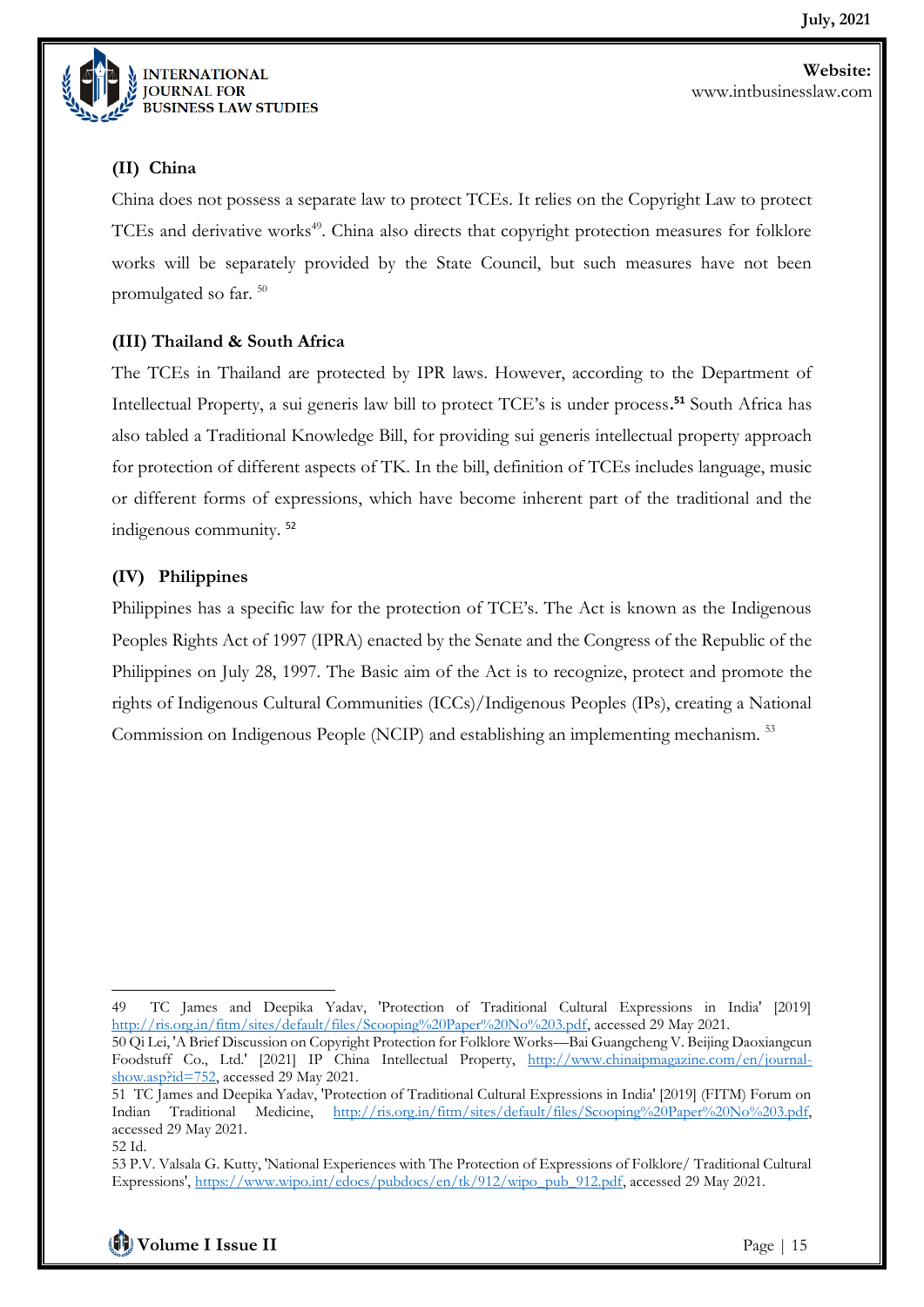### (II) China

China does not possess a separate law to protect TCEs. It relies on the Copyright Law to protect TCEs and derivative works[49]. China also directs that copyright protection measures for folklore works will be separately provided by the State Council, but such measures have not been promulgated so far. [50]

### (III) Thailand & South Africa

The TCEs in Thailand are protected by IPR laws. However, according to the Department of Intellectual Property, a sui generis law bill to protect TCE's is under process.[51] South Africa has also tabled a Traditional Knowledge Bill, for providing sui generis intellectual property approach for protection of different aspects of TK. In the bill, definition of TCEs includes language, music or different forms of expressions, which have become inherent part of the traditional and the indigenous community. [52]

### (IV) Philippines

Philippines has a specific law for the protection of TCE's. The Act is known as the Indigenous Peoples Rights Act of 1997 (IPRA) enacted by the Senate and the Congress of the Republic of the Philippines on July 28, 1997. The Basic aim of the Act is to recognize, protect and promote the rights of Indigenous Cultural Communities (ICCs)/Indigenous Peoples (IPs), creating a National Commission on Indigenous People (NCIP) and establishing an implementing mechanism. [53]

---

49 TC James and Deepika Yadav, 'Protection of Traditional Cultural Expressions in India' [2019] http://ris.org.in/fitm/sites/default/files/Scooping%20Paper%20No%203.pdf, accessed 29 May 2021.

50 Qi Lei, 'A Brief Discussion on Copyright Protection for Folklore Works—Bai Guangcheng V. Beijing Daoxiangcun Foodstuff Co., Ltd.' [2021] IP China Intellectual Property, http://www.chinaipmagazine.com/en/journal-show.asp?id=752, accessed 29 May 2021.

51 TC James and Deepika Yadav, 'Protection of Traditional Cultural Expressions in India' [2019] (FITM) Forum on Indian Traditional Medicine, http://ris.org.in/fitm/sites/default/files/Scooping%20Paper%20No%203.pdf, accessed 29 May 2021.

52 Id.

53 P.V. Valsala G. Kutty, 'National Experiences with The Protection of Expressions of Folklore/ Traditional Cultural Expressions', https://www.wipo.int/edocs/pubdocs/en/tk/912/wipo_pub_912.pdf, accessed 29 May 2021.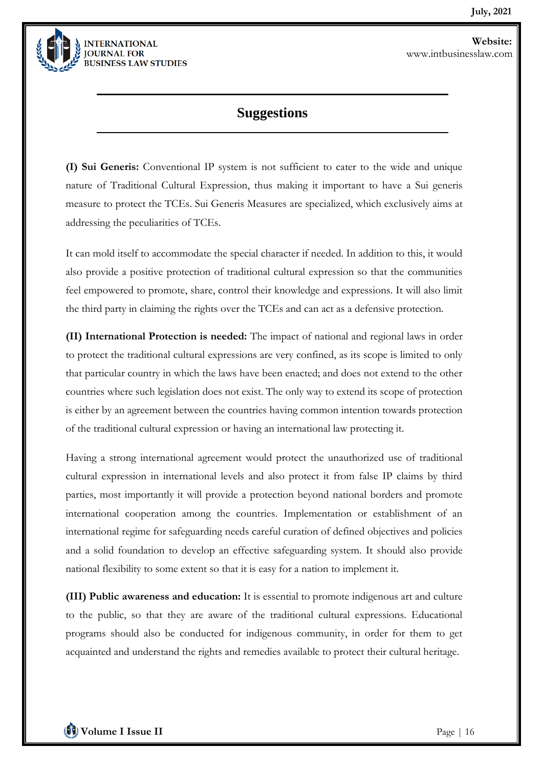## Suggestions

**(I) Sui Generis:** Conventional IP system is not sufficient to cater to the wide and unique nature of Traditional Cultural Expression, thus making it important to have a Sui generis measure to protect the TCEs. Sui Generis Measures are specialized, which exclusively aims at addressing the peculiarities of TCEs.

It can mold itself to accommodate the special character if needed. In addition to this, it would also provide a positive protection of traditional cultural expression so that the communities feel empowered to promote, share, control their knowledge and expressions. It will also limit the third party in claiming the rights over the TCEs and can act as a defensive protection.

**(II) International Protection is needed:** The impact of national and regional laws in order to protect the traditional cultural expressions are very confined, as its scope is limited to only that particular country in which the laws have been enacted; and does not extend to the other countries where such legislation does not exist. The only way to extend its scope of protection is either by an agreement between the countries having common intention towards protection of the traditional cultural expression or having an international law protecting it.

Having a strong international agreement would protect the unauthorized use of traditional cultural expression in international levels and also protect it from false IP claims by third parties, most importantly it will provide a protection beyond national borders and promote international cooperation among the countries. Implementation or establishment of an international regime for safeguarding needs careful curation of defined objectives and policies and a solid foundation to develop an effective safeguarding system. It should also provide national flexibility to some extent so that it is easy for a nation to implement it.

**(III) Public awareness and education:** It is essential to promote indigenous art and culture to the public, so that they are aware of the traditional cultural expressions. Educational programs should also be conducted for indigenous community, in order for them to get acquainted and understand the rights and remedies available to protect their cultural heritage.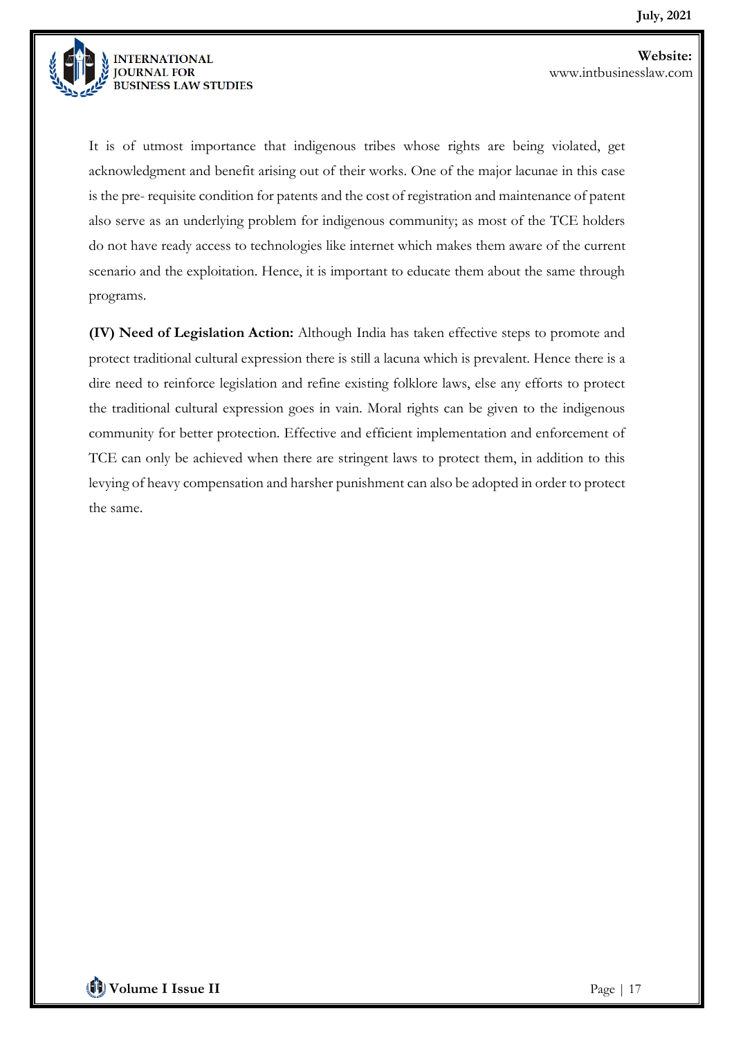It is of utmost importance that indigenous tribes whose rights are being violated, get acknowledgment and benefit arising out of their works. One of the major lacunae in this case is the pre- requisite condition for patents and the cost of registration and maintenance of patent also serve as an underlying problem for indigenous community; as most of the TCE holders do not have ready access to technologies like internet which makes them aware of the current scenario and the exploitation. Hence, it is important to educate them about the same through programs.

**(IV) Need of Legislation Action:** Although India has taken effective steps to promote and protect traditional cultural expression there is still a lacuna which is prevalent. Hence there is a dire need to reinforce legislation and refine existing folklore laws, else any efforts to protect the traditional cultural expression goes in vain. Moral rights can be given to the indigenous community for better protection. Effective and efficient implementation and enforcement of TCE can only be achieved when there are stringent laws to protect them, in addition to this levying of heavy compensation and harsher punishment can also be adopted in order to protect the same.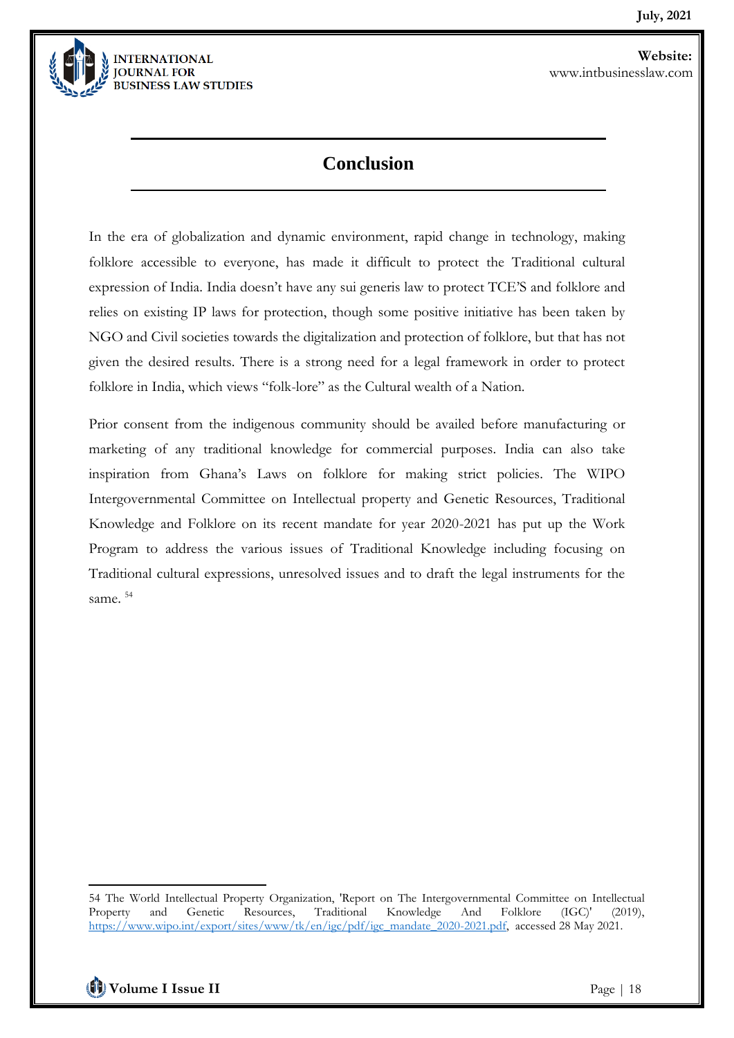## Conclusion

In the era of globalization and dynamic environment, rapid change in technology, making folklore accessible to everyone, has made it difficult to protect the Traditional cultural expression of India. India doesn't have any sui generis law to protect TCE'S and folklore and relies on existing IP laws for protection, though some positive initiative has been taken by NGO and Civil societies towards the digitalization and protection of folklore, but that has not given the desired results. There is a strong need for a legal framework in order to protect folklore in India, which views "folk-lore" as the Cultural wealth of a Nation.

Prior consent from the indigenous community should be availed before manufacturing or marketing of any traditional knowledge for commercial purposes. India can also take inspiration from Ghana's Laws on folklore for making strict policies. The WIPO Intergovernmental Committee on Intellectual property and Genetic Resources, Traditional Knowledge and Folklore on its recent mandate for year 2020-2021 has put up the Work Program to address the various issues of Traditional Knowledge including focusing on Traditional cultural expressions, unresolved issues and to draft the legal instruments for the same. [54]

---

54 The World Intellectual Property Organization, 'Report on The Intergovernmental Committee on Intellectual Property and Genetic Resources, Traditional Knowledge And Folklore (IGC)' (2019), https://www.wipo.int/export/sites/www/tk/en/igc/pdf/igc_mandate_2020-2021.pdf, accessed 28 May 2021.